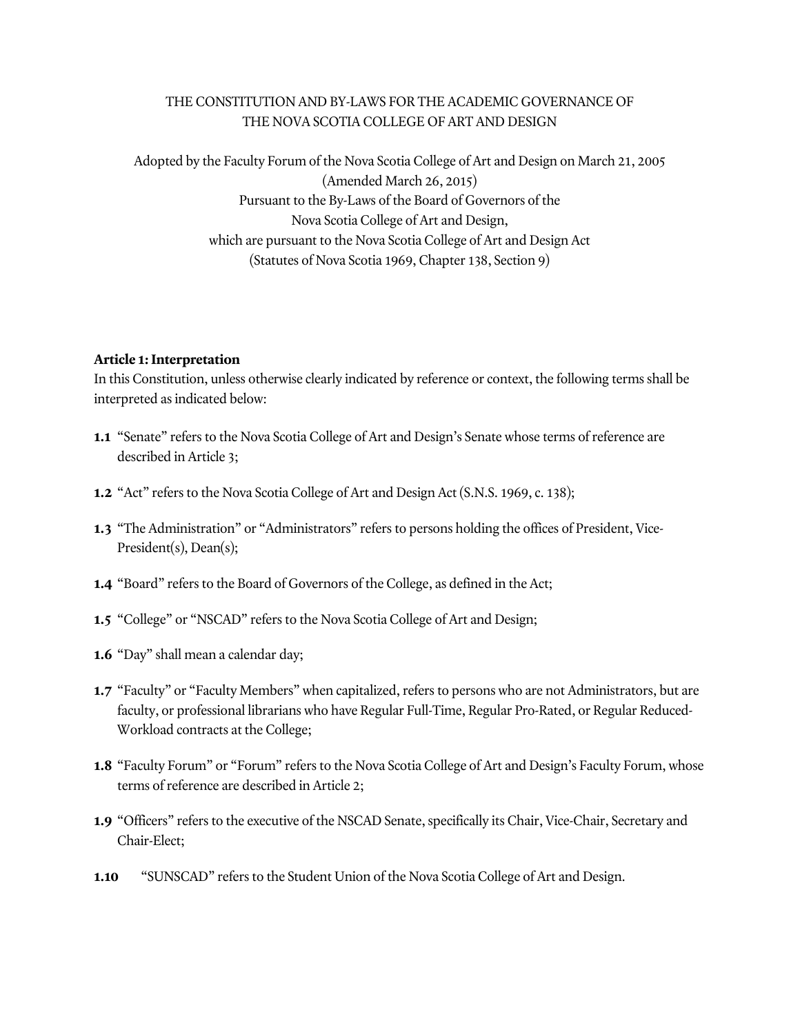# THE CONSTITUTION AND BY-LAWS FOR THE ACADEMIC GOVERNANCE OF THE NOVA SCOTIA COLLEGE OF ART AND DESIGN

Adopted by the Faculty Forum of the Nova Scotia College of Art and Design on March 21, 2005
(Amended March 26, 2015)
Pursuant to the By-Laws of the Board of Governors of the
Nova Scotia College of Art and Design,
which are pursuant to the Nova Scotia College of Art and Design Act
(Statutes of Nova Scotia 1969, Chapter 138, Section 9)

## Article 1: Interpretation

In this Constitution, unless otherwise clearly indicated by reference or context, the following terms shall be interpreted as indicated below:

**1.1** "Senate" refers to the Nova Scotia College of Art and Design's Senate whose terms of reference are described in Article 3;

**1.2** "Act" refers to the Nova Scotia College of Art and Design Act (S.N.S. 1969, c. 138);

**1.3** "The Administration" or "Administrators" refers to persons holding the offices of President, Vice-President(s), Dean(s);

**1.4** "Board" refers to the Board of Governors of the College, as defined in the Act;

**1.5** "College" or "NSCAD" refers to the Nova Scotia College of Art and Design;

**1.6** "Day" shall mean a calendar day;

**1.7** "Faculty" or "Faculty Members" when capitalized, refers to persons who are not Administrators, but are faculty, or professional librarians who have Regular Full-Time, Regular Pro-Rated, or Regular Reduced-Workload contracts at the College;

**1.8** "Faculty Forum" or "Forum" refers to the Nova Scotia College of Art and Design's Faculty Forum, whose terms of reference are described in Article 2;

**1.9** "Officers" refers to the executive of the NSCAD Senate, specifically its Chair, Vice-Chair, Secretary and Chair-Elect;

**1.10** "SUNSCAD" refers to the Student Union of the Nova Scotia College of Art and Design.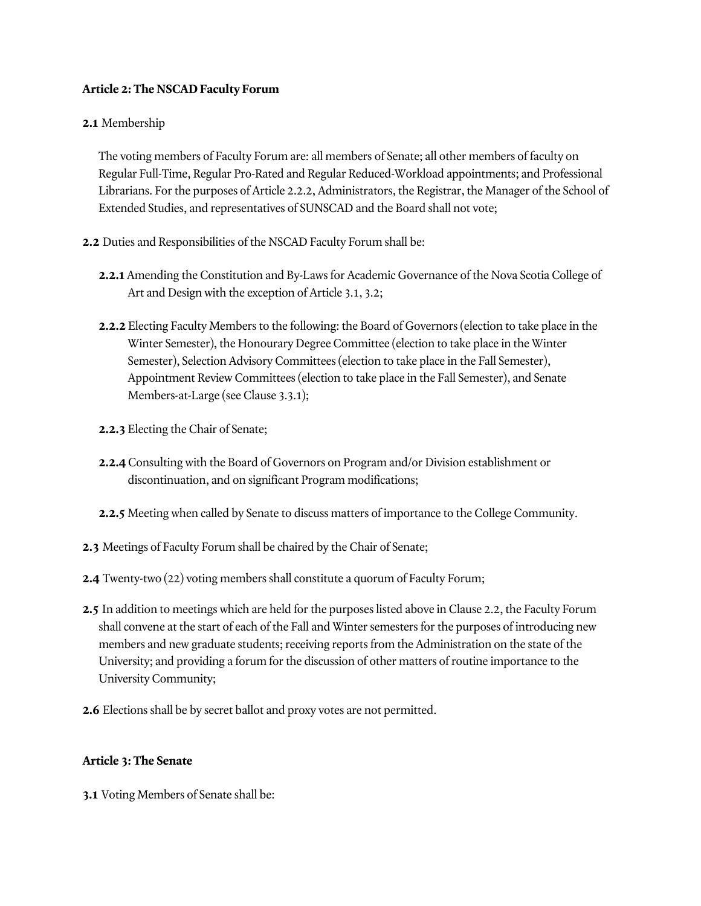**Article 2: The NSCAD Faculty Forum**

**2.1** Membership

The voting members of Faculty Forum are: all members of Senate; all other members of faculty on Regular Full-Time, Regular Pro-Rated and Regular Reduced-Workload appointments; and Professional Librarians. For the purposes of Article 2.2.2, Administrators, the Registrar, the Manager of the School of Extended Studies, and representatives of SUNSCAD and the Board shall not vote;

**2.2** Duties and Responsibilities of the NSCAD Faculty Forum shall be:

**2.2.1** Amending the Constitution and By-Laws for Academic Governance of the Nova Scotia College of Art and Design with the exception of Article 3.1, 3.2;

**2.2.2** Electing Faculty Members to the following: the Board of Governors (election to take place in the Winter Semester), the Honourary Degree Committee (election to take place in the Winter Semester), Selection Advisory Committees (election to take place in the Fall Semester), Appointment Review Committees (election to take place in the Fall Semester), and Senate Members-at-Large (see Clause 3.3.1);

**2.2.3** Electing the Chair of Senate;

**2.2.4** Consulting with the Board of Governors on Program and/or Division establishment or discontinuation, and on significant Program modifications;

**2.2.5** Meeting when called by Senate to discuss matters of importance to the College Community.

**2.3** Meetings of Faculty Forum shall be chaired by the Chair of Senate;

**2.4** Twenty-two (22) voting members shall constitute a quorum of Faculty Forum;

**2.5** In addition to meetings which are held for the purposes listed above in Clause 2.2, the Faculty Forum shall convene at the start of each of the Fall and Winter semesters for the purposes of introducing new members and new graduate students; receiving reports from the Administration on the state of the University; and providing a forum for the discussion of other matters of routine importance to the University Community;

**2.6** Elections shall be by secret ballot and proxy votes are not permitted.

**Article 3: The Senate**

**3.1** Voting Members of Senate shall be: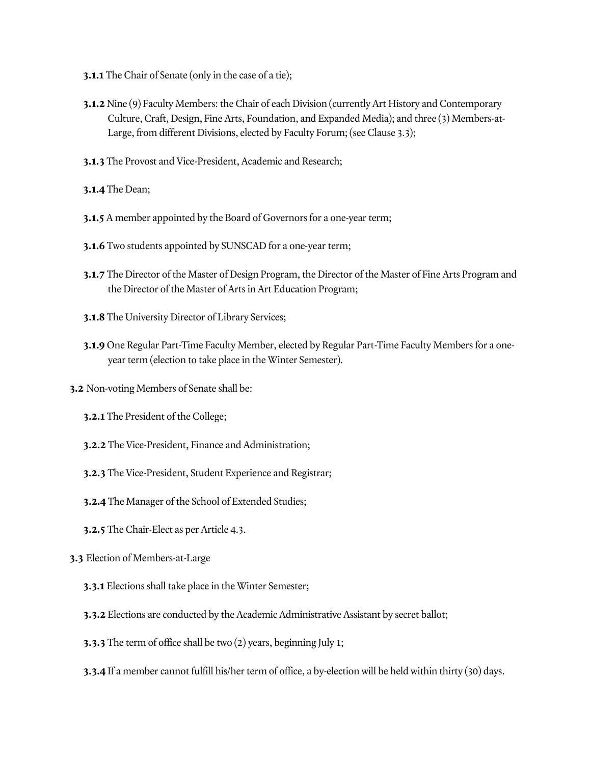**3.1.1** The Chair of Senate (only in the case of a tie);

**3.1.2** Nine (9) Faculty Members: the Chair of each Division (currently Art History and Contemporary Culture, Craft, Design, Fine Arts, Foundation, and Expanded Media); and three (3) Members-at-Large, from different Divisions, elected by Faculty Forum; (see Clause 3.3);

**3.1.3** The Provost and Vice-President, Academic and Research;

**3.1.4** The Dean;

**3.1.5** A member appointed by the Board of Governors for a one-year term;

**3.1.6** Two students appointed by SUNSCAD for a one-year term;

**3.1.7** The Director of the Master of Design Program, the Director of the Master of Fine Arts Program and the Director of the Master of Arts in Art Education Program;

**3.1.8** The University Director of Library Services;

**3.1.9** One Regular Part-Time Faculty Member, elected by Regular Part-Time Faculty Members for a one-year term (election to take place in the Winter Semester).

**3.2** Non-voting Members of Senate shall be:

**3.2.1** The President of the College;

**3.2.2** The Vice-President, Finance and Administration;

**3.2.3** The Vice-President, Student Experience and Registrar;

**3.2.4** The Manager of the School of Extended Studies;

**3.2.5** The Chair-Elect as per Article 4.3.

**3.3** Election of Members-at-Large

**3.3.1** Elections shall take place in the Winter Semester;

**3.3.2** Elections are conducted by the Academic Administrative Assistant by secret ballot;

**3.3.3** The term of office shall be two (2) years, beginning July 1;

**3.3.4** If a member cannot fulfill his/her term of office, a by-election will be held within thirty (30) days.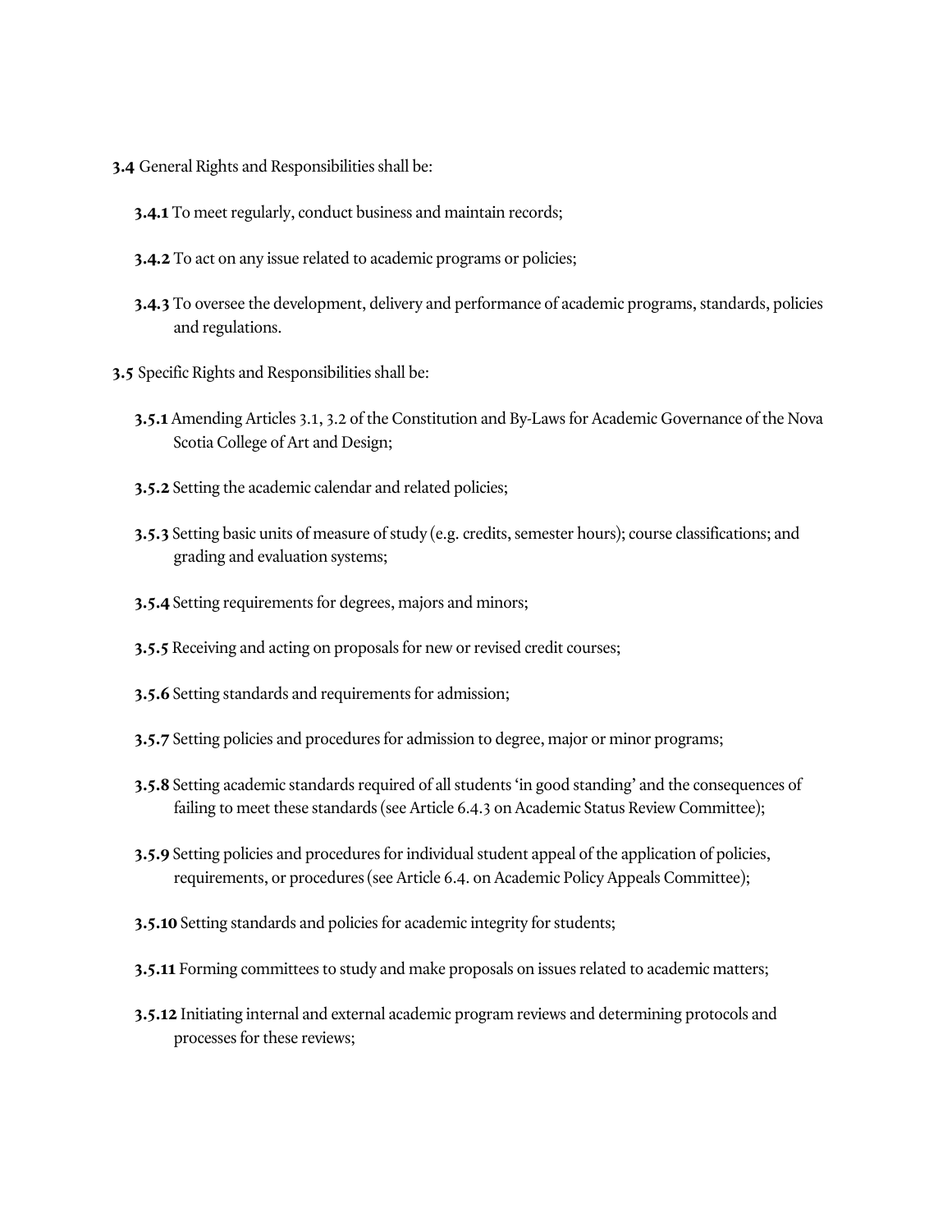**3.4** General Rights and Responsibilities shall be:

- **3.4.1** To meet regularly, conduct business and maintain records;
- **3.4.2** To act on any issue related to academic programs or policies;
- **3.4.3** To oversee the development, delivery and performance of academic programs, standards, policies and regulations.

**3.5** Specific Rights and Responsibilities shall be:

- **3.5.1** Amending Articles 3.1, 3.2 of the Constitution and By-Laws for Academic Governance of the Nova Scotia College of Art and Design;
- **3.5.2** Setting the academic calendar and related policies;
- **3.5.3** Setting basic units of measure of study (e.g. credits, semester hours); course classifications; and grading and evaluation systems;
- **3.5.4** Setting requirements for degrees, majors and minors;
- **3.5.5** Receiving and acting on proposals for new or revised credit courses;
- **3.5.6** Setting standards and requirements for admission;
- **3.5.7** Setting policies and procedures for admission to degree, major or minor programs;
- **3.5.8** Setting academic standards required of all students 'in good standing' and the consequences of failing to meet these standards (see Article 6.4.3 on Academic Status Review Committee);
- **3.5.9** Setting policies and procedures for individual student appeal of the application of policies, requirements, or procedures (see Article 6.4. on Academic Policy Appeals Committee);
- **3.5.10** Setting standards and policies for academic integrity for students;
- **3.5.11** Forming committees to study and make proposals on issues related to academic matters;
- **3.5.12** Initiating internal and external academic program reviews and determining protocols and processes for these reviews;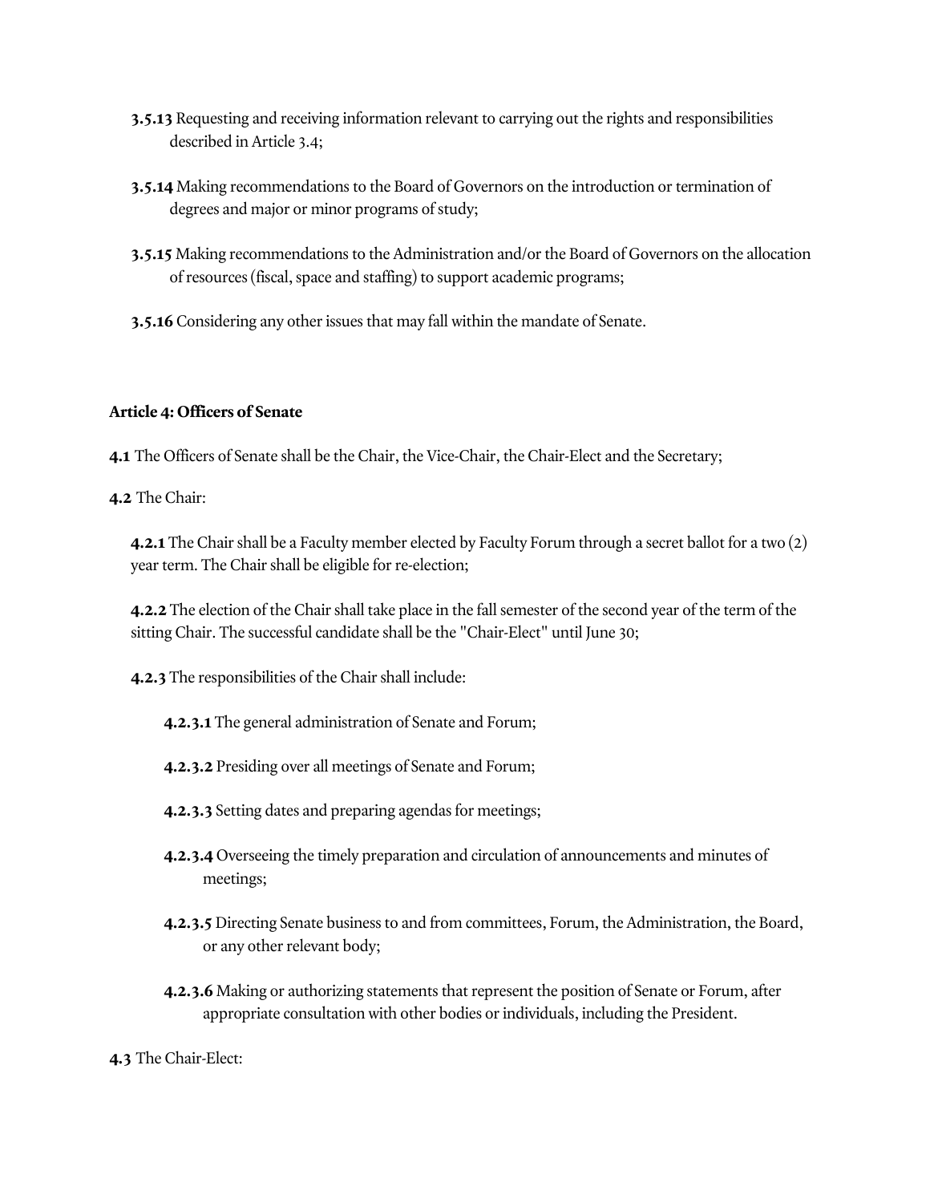**3.5.13** Requesting and receiving information relevant to carrying out the rights and responsibilities described in Article 3.4;

**3.5.14** Making recommendations to the Board of Governors on the introduction or termination of degrees and major or minor programs of study;

**3.5.15** Making recommendations to the Administration and/or the Board of Governors on the allocation of resources (fiscal, space and staffing) to support academic programs;

**3.5.16** Considering any other issues that may fall within the mandate of Senate.

### Article 4: Officers of Senate

**4.1** The Officers of Senate shall be the Chair, the Vice-Chair, the Chair-Elect and the Secretary;

**4.2** The Chair:

**4.2.1** The Chair shall be a Faculty member elected by Faculty Forum through a secret ballot for a two (2) year term. The Chair shall be eligible for re-election;

**4.2.2** The election of the Chair shall take place in the fall semester of the second year of the term of the sitting Chair. The successful candidate shall be the "Chair-Elect" until June 30;

**4.2.3** The responsibilities of the Chair shall include:

**4.2.3.1** The general administration of Senate and Forum;

**4.2.3.2** Presiding over all meetings of Senate and Forum;

**4.2.3.3** Setting dates and preparing agendas for meetings;

**4.2.3.4** Overseeing the timely preparation and circulation of announcements and minutes of meetings;

**4.2.3.5** Directing Senate business to and from committees, Forum, the Administration, the Board, or any other relevant body;

**4.2.3.6** Making or authorizing statements that represent the position of Senate or Forum, after appropriate consultation with other bodies or individuals, including the President.

**4.3** The Chair-Elect: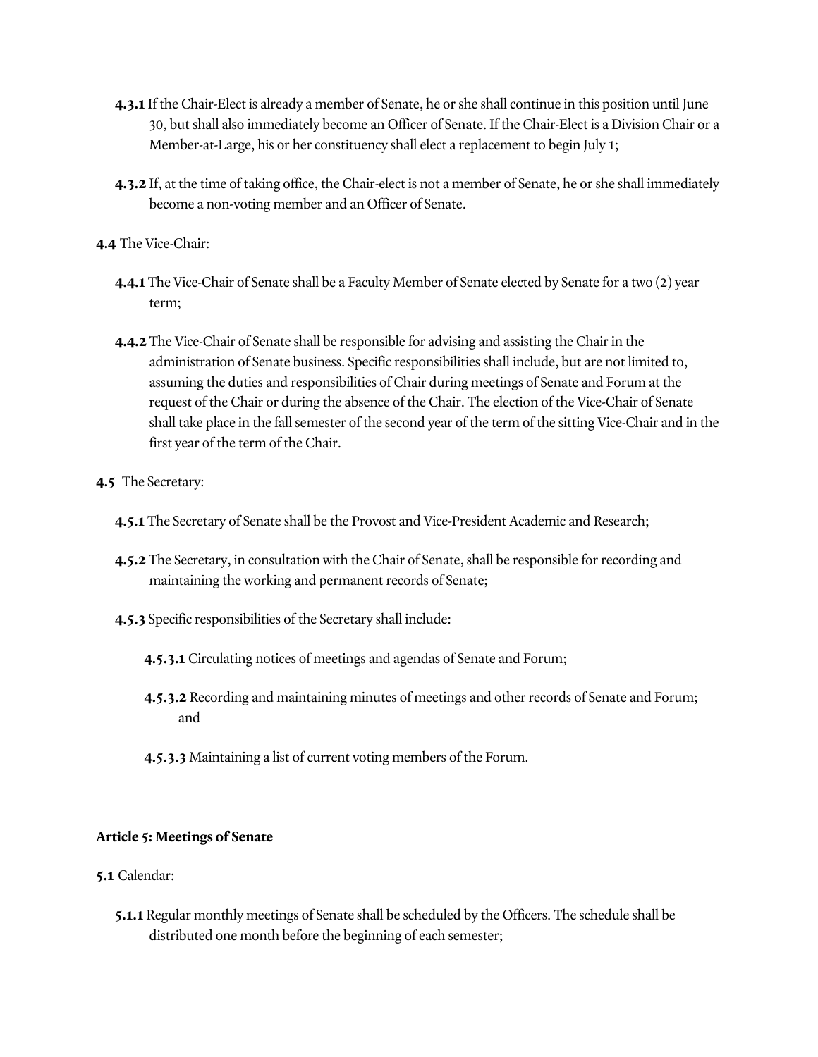**4.3.1** If the Chair-Elect is already a member of Senate, he or she shall continue in this position until June 30, but shall also immediately become an Officer of Senate. If the Chair-Elect is a Division Chair or a Member-at-Large, his or her constituency shall elect a replacement to begin July 1;

**4.3.2** If, at the time of taking office, the Chair-elect is not a member of Senate, he or she shall immediately become a non-voting member and an Officer of Senate.

**4.4** The Vice-Chair:

**4.4.1** The Vice-Chair of Senate shall be a Faculty Member of Senate elected by Senate for a two (2) year term;

**4.4.2** The Vice-Chair of Senate shall be responsible for advising and assisting the Chair in the administration of Senate business. Specific responsibilities shall include, but are not limited to, assuming the duties and responsibilities of Chair during meetings of Senate and Forum at the request of the Chair or during the absence of the Chair. The election of the Vice-Chair of Senate shall take place in the fall semester of the second year of the term of the sitting Vice-Chair and in the first year of the term of the Chair.

**4.5** The Secretary:

**4.5.1** The Secretary of Senate shall be the Provost and Vice-President Academic and Research;

**4.5.2** The Secretary, in consultation with the Chair of Senate, shall be responsible for recording and maintaining the working and permanent records of Senate;

**4.5.3** Specific responsibilities of the Secretary shall include:

**4.5.3.1** Circulating notices of meetings and agendas of Senate and Forum;

**4.5.3.2** Recording and maintaining minutes of meetings and other records of Senate and Forum; and

**4.5.3.3** Maintaining a list of current voting members of the Forum.

### Article 5: Meetings of Senate

**5.1** Calendar:

**5.1.1** Regular monthly meetings of Senate shall be scheduled by the Officers. The schedule shall be distributed one month before the beginning of each semester;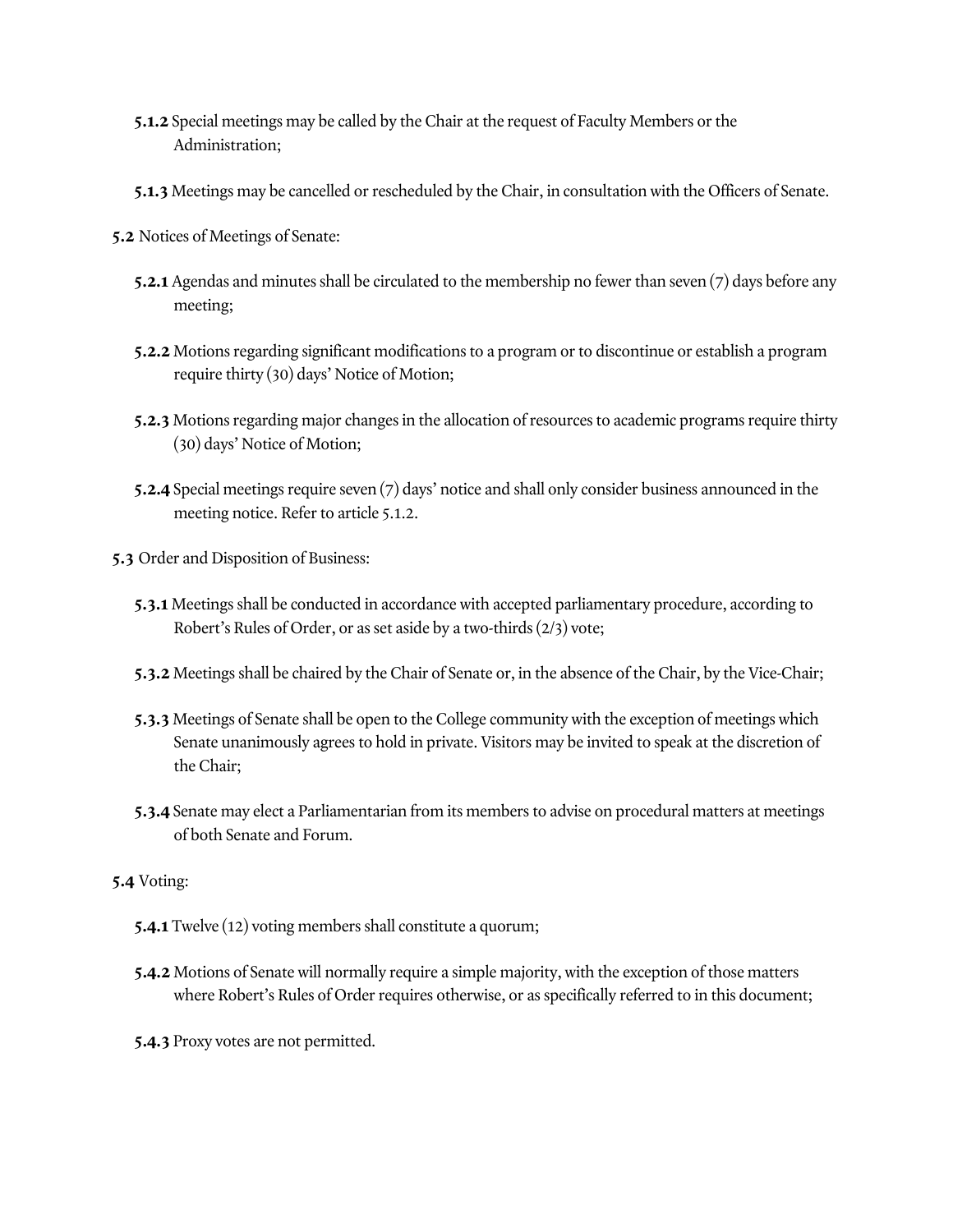**5.1.2** Special meetings may be called by the Chair at the request of Faculty Members or the Administration;

**5.1.3** Meetings may be cancelled or rescheduled by the Chair, in consultation with the Officers of Senate.

**5.2** Notices of Meetings of Senate:

**5.2.1** Agendas and minutes shall be circulated to the membership no fewer than seven (7) days before any meeting;

**5.2.2** Motions regarding significant modifications to a program or to discontinue or establish a program require thirty (30) days' Notice of Motion;

**5.2.3** Motions regarding major changes in the allocation of resources to academic programs require thirty (30) days' Notice of Motion;

**5.2.4** Special meetings require seven (7) days' notice and shall only consider business announced in the meeting notice. Refer to article 5.1.2.

**5.3** Order and Disposition of Business:

**5.3.1** Meetings shall be conducted in accordance with accepted parliamentary procedure, according to Robert's Rules of Order, or as set aside by a two-thirds (2/3) vote;

**5.3.2** Meetings shall be chaired by the Chair of Senate or, in the absence of the Chair, by the Vice-Chair;

**5.3.3** Meetings of Senate shall be open to the College community with the exception of meetings which Senate unanimously agrees to hold in private. Visitors may be invited to speak at the discretion of the Chair;

**5.3.4** Senate may elect a Parliamentarian from its members to advise on procedural matters at meetings of both Senate and Forum.

**5.4** Voting:

**5.4.1** Twelve (12) voting members shall constitute a quorum;

**5.4.2** Motions of Senate will normally require a simple majority, with the exception of those matters where Robert's Rules of Order requires otherwise, or as specifically referred to in this document;

**5.4.3** Proxy votes are not permitted.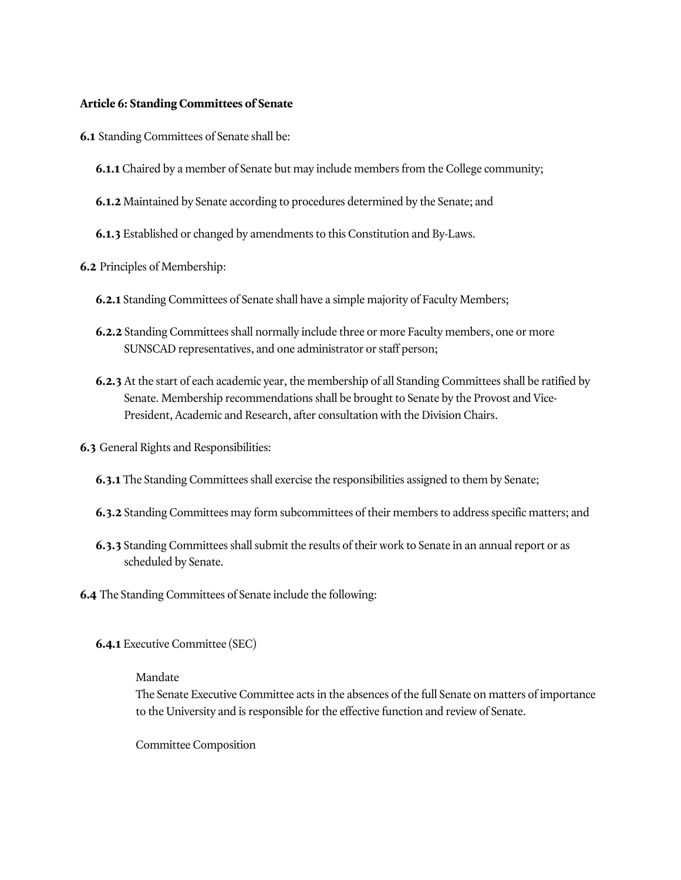**Article 6: Standing Committees of Senate**

**6.1** Standing Committees of Senate shall be:

**6.1.1** Chaired by a member of Senate but may include members from the College community;

**6.1.2** Maintained by Senate according to procedures determined by the Senate; and

**6.1.3** Established or changed by amendments to this Constitution and By-Laws.

**6.2** Principles of Membership:

**6.2.1** Standing Committees of Senate shall have a simple majority of Faculty Members;

**6.2.2** Standing Committees shall normally include three or more Faculty members, one or more SUNSCAD representatives, and one administrator or staff person;

**6.2.3** At the start of each academic year, the membership of all Standing Committees shall be ratified by Senate. Membership recommendations shall be brought to Senate by the Provost and Vice-President, Academic and Research, after consultation with the Division Chairs.

**6.3** General Rights and Responsibilities:

**6.3.1** The Standing Committees shall exercise the responsibilities assigned to them by Senate;

**6.3.2** Standing Committees may form subcommittees of their members to address specific matters; and

**6.3.3** Standing Committees shall submit the results of their work to Senate in an annual report or as scheduled by Senate.

**6.4** The Standing Committees of Senate include the following:

**6.4.1** Executive Committee (SEC)

Mandate
The Senate Executive Committee acts in the absences of the full Senate on matters of importance to the University and is responsible for the effective function and review of Senate.

Committee Composition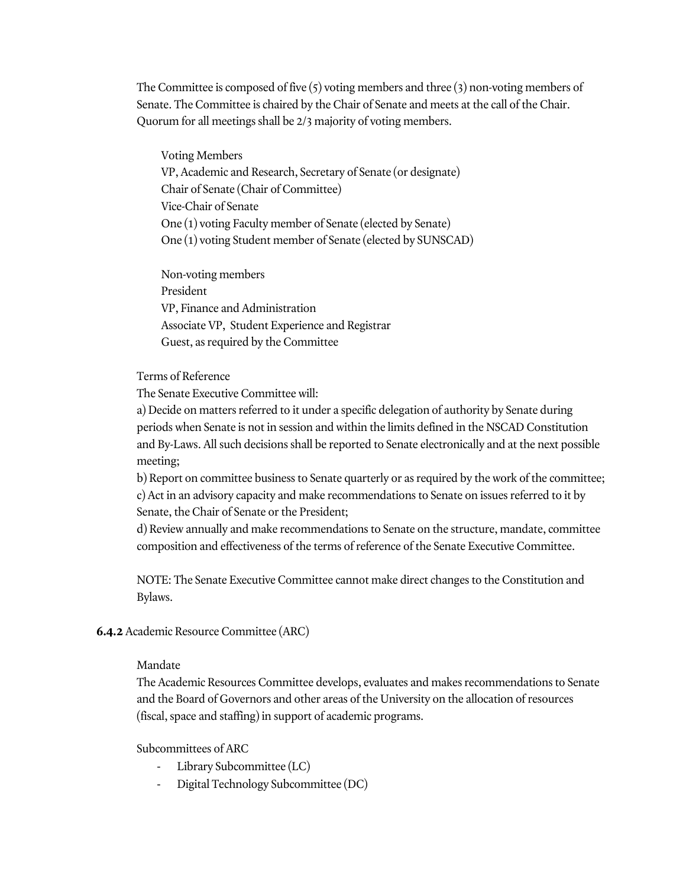The Committee is composed of five (5) voting members and three (3) non-voting members of Senate. The Committee is chaired by the Chair of Senate and meets at the call of the Chair. Quorum for all meetings shall be 2/3 majority of voting members.

Voting Members
VP, Academic and Research, Secretary of Senate (or designate)
Chair of Senate (Chair of Committee)
Vice-Chair of Senate
One (1) voting Faculty member of Senate (elected by Senate)
One (1) voting Student member of Senate (elected by SUNSCAD)

Non-voting members
President
VP, Finance and Administration
Associate VP, Student Experience and Registrar
Guest, as required by the Committee

Terms of Reference
The Senate Executive Committee will:
a) Decide on matters referred to it under a specific delegation of authority by Senate during periods when Senate is not in session and within the limits defined in the NSCAD Constitution and By-Laws. All such decisions shall be reported to Senate electronically and at the next possible meeting;
b) Report on committee business to Senate quarterly or as required by the work of the committee;
c) Act in an advisory capacity and make recommendations to Senate on issues referred to it by Senate, the Chair of Senate or the President;
d) Review annually and make recommendations to Senate on the structure, mandate, committee composition and effectiveness of the terms of reference of the Senate Executive Committee.

NOTE: The Senate Executive Committee cannot make direct changes to the Constitution and Bylaws.

**6.4.2** Academic Resource Committee (ARC)

Mandate
The Academic Resources Committee develops, evaluates and makes recommendations to Senate and the Board of Governors and other areas of the University on the allocation of resources (fiscal, space and staffing) in support of academic programs.

Subcommittees of ARC

- Library Subcommittee (LC)
- Digital Technology Subcommittee (DC)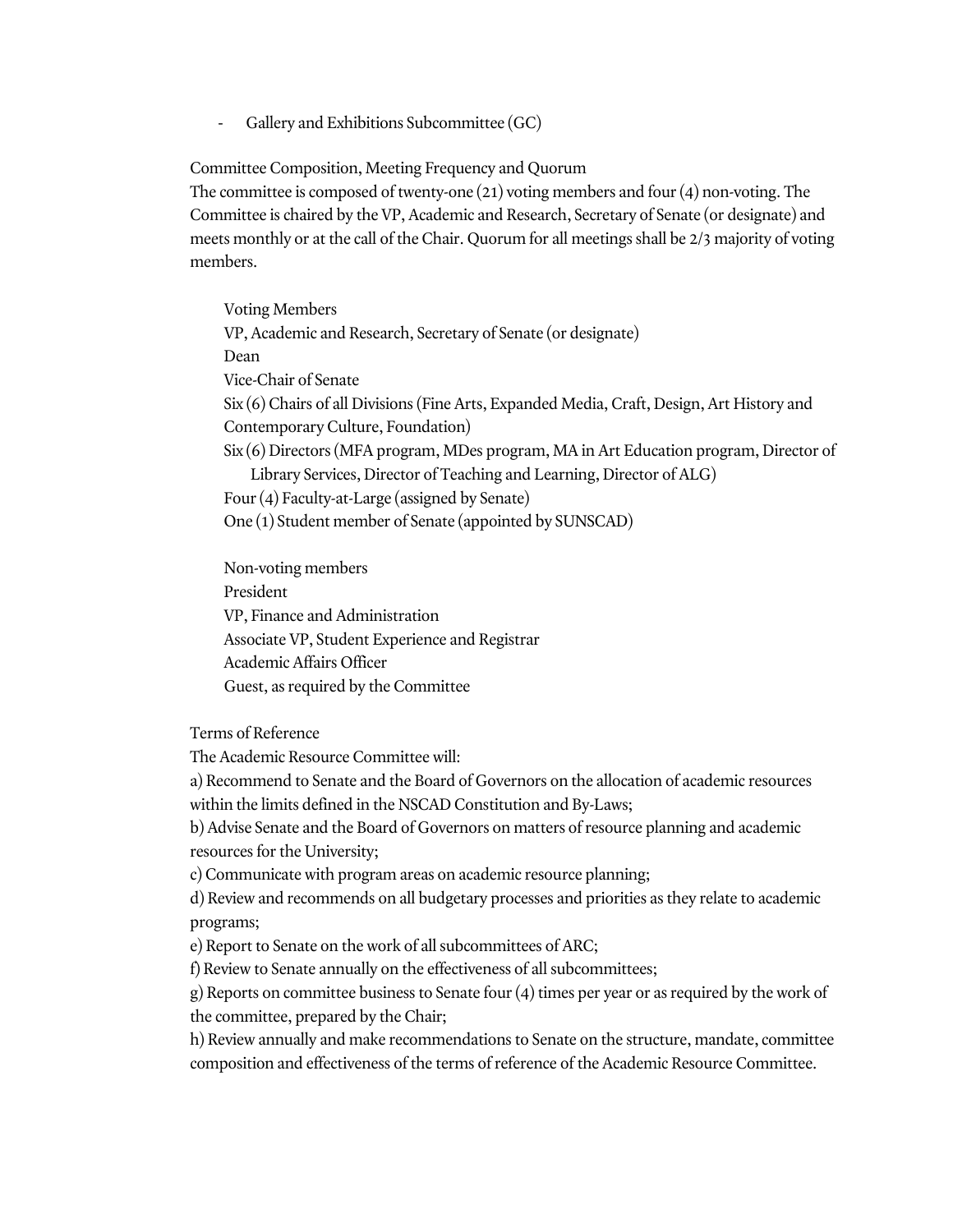- Gallery and Exhibitions Subcommittee (GC)

Committee Composition, Meeting Frequency and Quorum

The committee is composed of twenty-one (21) voting members and four (4) non-voting. The Committee is chaired by the VP, Academic and Research, Secretary of Senate (or designate) and meets monthly or at the call of the Chair. Quorum for all meetings shall be 2/3 majority of voting members.

Voting Members

VP, Academic and Research, Secretary of Senate (or designate)

Dean

Vice-Chair of Senate

Six (6) Chairs of all Divisions (Fine Arts, Expanded Media, Craft, Design, Art History and Contemporary Culture, Foundation)

Six (6) Directors (MFA program, MDes program, MA in Art Education program, Director of Library Services, Director of Teaching and Learning, Director of ALG)

Four (4) Faculty-at-Large (assigned by Senate)

One (1) Student member of Senate (appointed by SUNSCAD)

Non-voting members

President

VP, Finance and Administration

Associate VP, Student Experience and Registrar

Academic Affairs Officer

Guest, as required by the Committee

Terms of Reference

The Academic Resource Committee will:

a) Recommend to Senate and the Board of Governors on the allocation of academic resources within the limits defined in the NSCAD Constitution and By-Laws;

b) Advise Senate and the Board of Governors on matters of resource planning and academic resources for the University;

c) Communicate with program areas on academic resource planning;

d) Review and recommends on all budgetary processes and priorities as they relate to academic programs;

e) Report to Senate on the work of all subcommittees of ARC;

f) Review to Senate annually on the effectiveness of all subcommittees;

g) Reports on committee business to Senate four (4) times per year or as required by the work of the committee, prepared by the Chair;

h) Review annually and make recommendations to Senate on the structure, mandate, committee composition and effectiveness of the terms of reference of the Academic Resource Committee.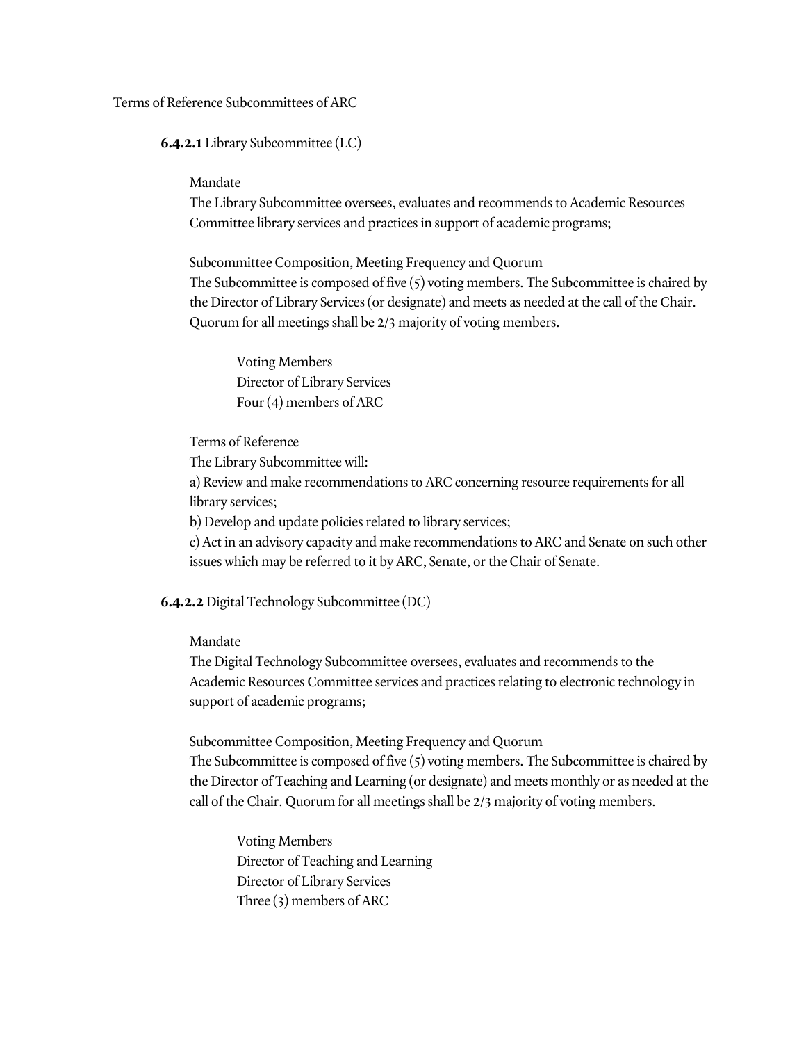Terms of Reference Subcommittees of ARC

**6.4.2.1** Library Subcommittee (LC)

Mandate

The Library Subcommittee oversees, evaluates and recommends to Academic Resources Committee library services and practices in support of academic programs;

Subcommittee Composition, Meeting Frequency and Quorum

The Subcommittee is composed of five (5) voting members. The Subcommittee is chaired by the Director of Library Services (or designate) and meets as needed at the call of the Chair. Quorum for all meetings shall be 2/3 majority of voting members.

Voting Members
Director of Library Services
Four (4) members of ARC

Terms of Reference

The Library Subcommittee will:

a) Review and make recommendations to ARC concerning resource requirements for all library services;

b) Develop and update policies related to library services;

c) Act in an advisory capacity and make recommendations to ARC and Senate on such other issues which may be referred to it by ARC, Senate, or the Chair of Senate.

**6.4.2.2** Digital Technology Subcommittee (DC)

Mandate

The Digital Technology Subcommittee oversees, evaluates and recommends to the Academic Resources Committee services and practices relating to electronic technology in support of academic programs;

Subcommittee Composition, Meeting Frequency and Quorum

The Subcommittee is composed of five (5) voting members. The Subcommittee is chaired by the Director of Teaching and Learning (or designate) and meets monthly or as needed at the call of the Chair. Quorum for all meetings shall be 2/3 majority of voting members.

Voting Members
Director of Teaching and Learning
Director of Library Services
Three (3) members of ARC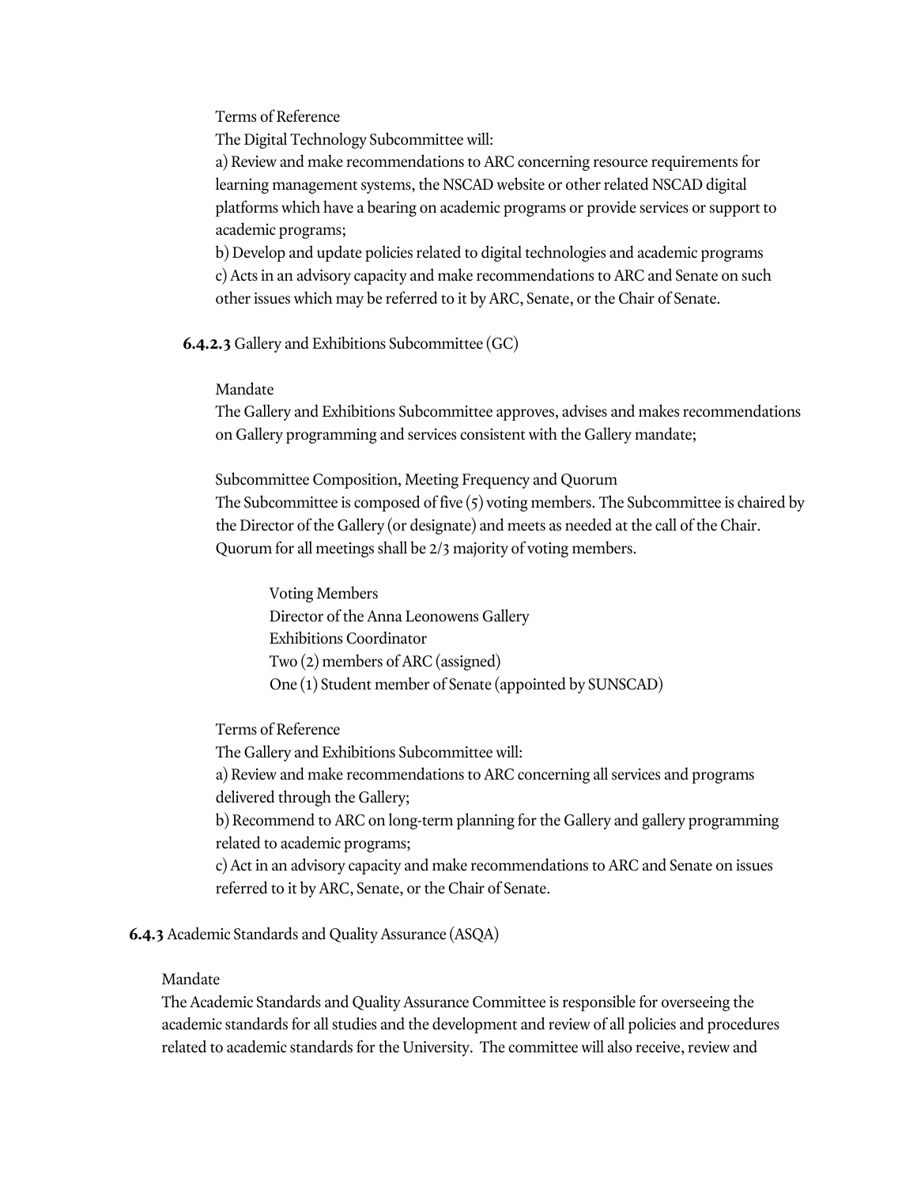Terms of Reference

The Digital Technology Subcommittee will:

a) Review and make recommendations to ARC concerning resource requirements for learning management systems, the NSCAD website or other related NSCAD digital platforms which have a bearing on academic programs or provide services or support to academic programs;

b) Develop and update policies related to digital technologies and academic programs

c) Acts in an advisory capacity and make recommendations to ARC and Senate on such other issues which may be referred to it by ARC, Senate, or the Chair of Senate.

**6.4.2.3** Gallery and Exhibitions Subcommittee (GC)

Mandate

The Gallery and Exhibitions Subcommittee approves, advises and makes recommendations on Gallery programming and services consistent with the Gallery mandate;

Subcommittee Composition, Meeting Frequency and Quorum

The Subcommittee is composed of five (5) voting members. The Subcommittee is chaired by the Director of the Gallery (or designate) and meets as needed at the call of the Chair. Quorum for all meetings shall be 2/3 majority of voting members.

Voting Members

Director of the Anna Leonowens Gallery

Exhibitions Coordinator

Two (2) members of ARC (assigned)

One (1) Student member of Senate (appointed by SUNSCAD)

Terms of Reference

The Gallery and Exhibitions Subcommittee will:

a) Review and make recommendations to ARC concerning all services and programs delivered through the Gallery;

b) Recommend to ARC on long-term planning for the Gallery and gallery programming related to academic programs;

c) Act in an advisory capacity and make recommendations to ARC and Senate on issues referred to it by ARC, Senate, or the Chair of Senate.

**6.4.3** Academic Standards and Quality Assurance (ASQA)

Mandate

The Academic Standards and Quality Assurance Committee is responsible for overseeing the academic standards for all studies and the development and review of all policies and procedures related to academic standards for the University. The committee will also receive, review and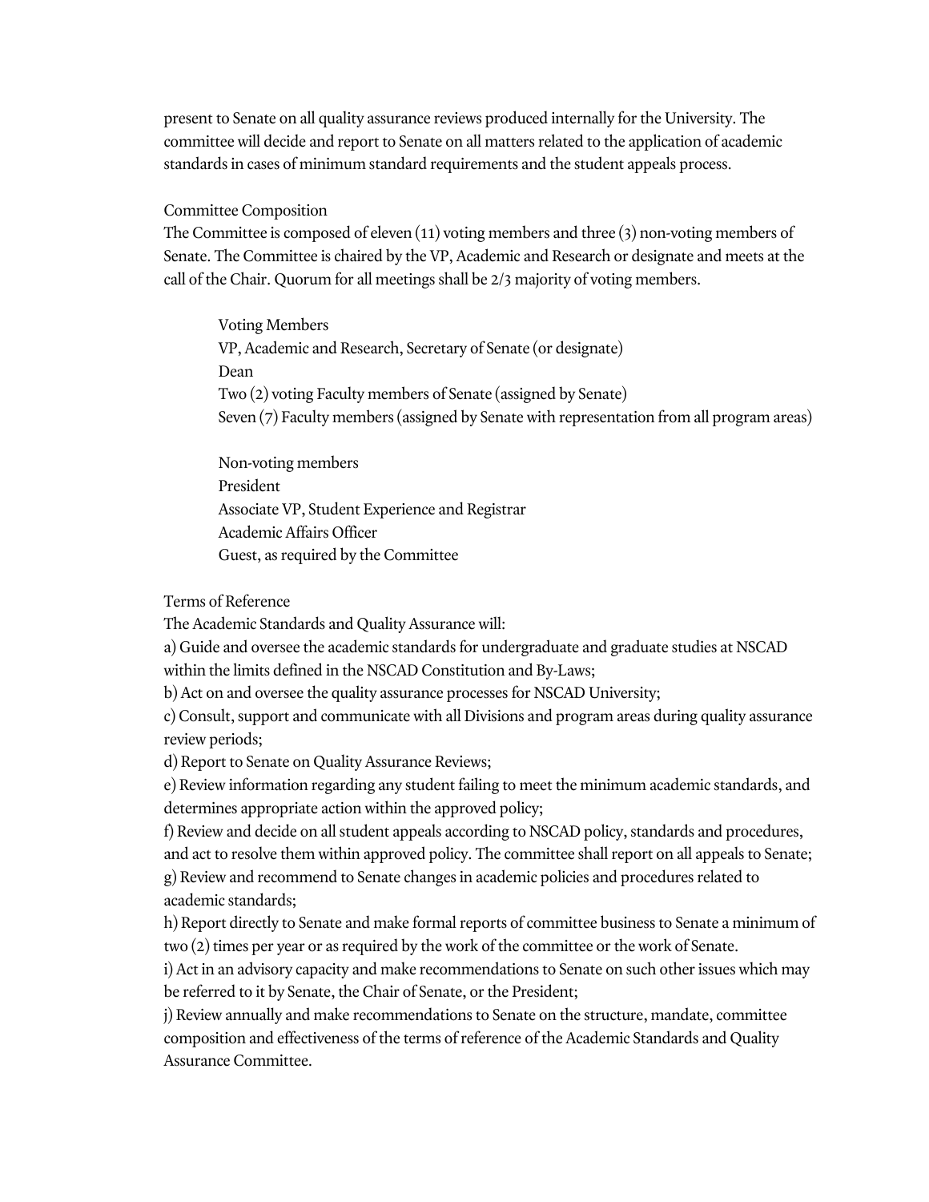present to Senate on all quality assurance reviews produced internally for the University. The committee will decide and report to Senate on all matters related to the application of academic standards in cases of minimum standard requirements and the student appeals process.

Committee Composition

The Committee is composed of eleven (11) voting members and three (3) non-voting members of Senate. The Committee is chaired by the VP, Academic and Research or designate and meets at the call of the Chair. Quorum for all meetings shall be 2/3 majority of voting members.

Voting Members
VP, Academic and Research, Secretary of Senate (or designate)
Dean
Two (2) voting Faculty members of Senate (assigned by Senate)
Seven (7) Faculty members (assigned by Senate with representation from all program areas)

Non-voting members
President
Associate VP, Student Experience and Registrar
Academic Affairs Officer
Guest, as required by the Committee

Terms of Reference

The Academic Standards and Quality Assurance will:

a) Guide and oversee the academic standards for undergraduate and graduate studies at NSCAD within the limits defined in the NSCAD Constitution and By-Laws;
b) Act on and oversee the quality assurance processes for NSCAD University;
c) Consult, support and communicate with all Divisions and program areas during quality assurance review periods;
d) Report to Senate on Quality Assurance Reviews;
e) Review information regarding any student failing to meet the minimum academic standards, and determines appropriate action within the approved policy;
f) Review and decide on all student appeals according to NSCAD policy, standards and procedures, and act to resolve them within approved policy. The committee shall report on all appeals to Senate;
g) Review and recommend to Senate changes in academic policies and procedures related to academic standards;
h) Report directly to Senate and make formal reports of committee business to Senate a minimum of two (2) times per year or as required by the work of the committee or the work of Senate.
i) Act in an advisory capacity and make recommendations to Senate on such other issues which may be referred to it by Senate, the Chair of Senate, or the President;
j) Review annually and make recommendations to Senate on the structure, mandate, committee composition and effectiveness of the terms of reference of the Academic Standards and Quality Assurance Committee.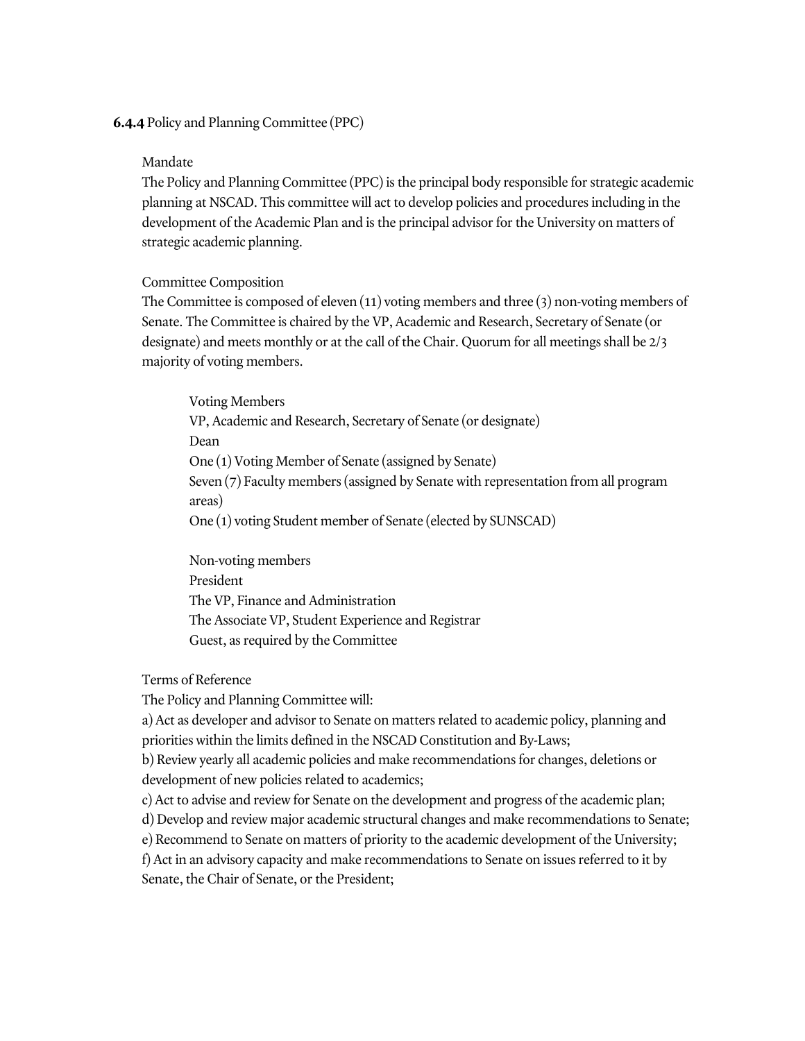**6.4.4** Policy and Planning Committee (PPC)

Mandate

The Policy and Planning Committee (PPC) is the principal body responsible for strategic academic planning at NSCAD. This committee will act to develop policies and procedures including in the development of the Academic Plan and is the principal advisor for the University on matters of strategic academic planning.

Committee Composition

The Committee is composed of eleven (11) voting members and three (3) non-voting members of Senate. The Committee is chaired by the VP, Academic and Research, Secretary of Senate (or designate) and meets monthly or at the call of the Chair. Quorum for all meetings shall be 2/3 majority of voting members.

Voting Members
VP, Academic and Research, Secretary of Senate (or designate)
Dean
One (1) Voting Member of Senate (assigned by Senate)
Seven (7) Faculty members (assigned by Senate with representation from all program areas)
One (1) voting Student member of Senate (elected by SUNSCAD)

Non-voting members
President
The VP, Finance and Administration
The Associate VP, Student Experience and Registrar
Guest, as required by the Committee

Terms of Reference

The Policy and Planning Committee will:

a) Act as developer and advisor to Senate on matters related to academic policy, planning and priorities within the limits defined in the NSCAD Constitution and By-Laws;
b) Review yearly all academic policies and make recommendations for changes, deletions or development of new policies related to academics;
c) Act to advise and review for Senate on the development and progress of the academic plan;
d) Develop and review major academic structural changes and make recommendations to Senate;
e) Recommend to Senate on matters of priority to the academic development of the University;
f) Act in an advisory capacity and make recommendations to Senate on issues referred to it by Senate, the Chair of Senate, or the President;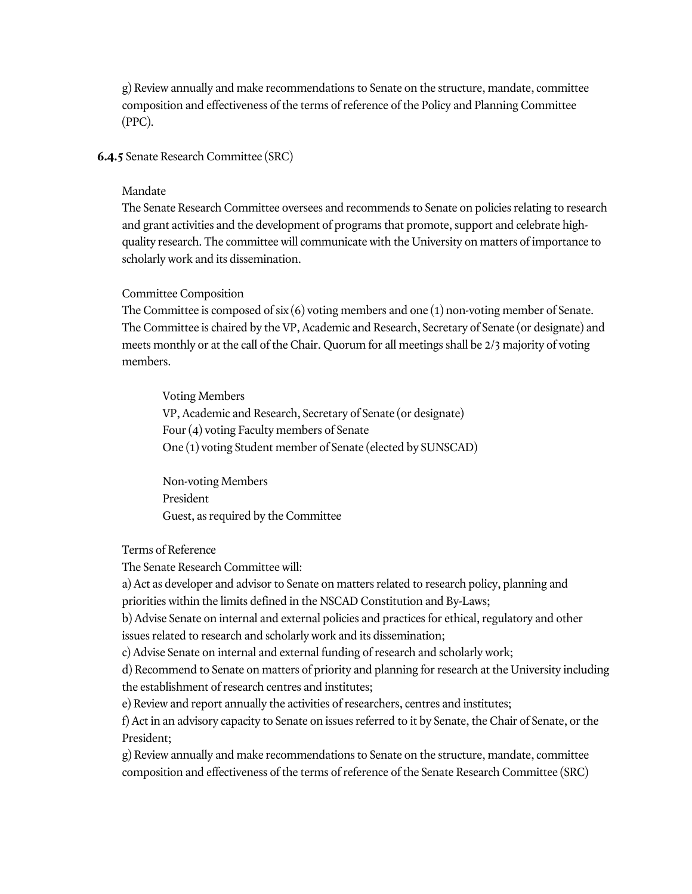g) Review annually and make recommendations to Senate on the structure, mandate, committee composition and effectiveness of the terms of reference of the Policy and Planning Committee (PPC).

**6.4.5** Senate Research Committee (SRC)

Mandate

The Senate Research Committee oversees and recommends to Senate on policies relating to research and grant activities and the development of programs that promote, support and celebrate high-quality research. The committee will communicate with the University on matters of importance to scholarly work and its dissemination.

Committee Composition

The Committee is composed of six (6) voting members and one (1) non-voting member of Senate. The Committee is chaired by the VP, Academic and Research, Secretary of Senate (or designate) and meets monthly or at the call of the Chair. Quorum for all meetings shall be 2/3 majority of voting members.

Voting Members

VP, Academic and Research, Secretary of Senate (or designate)
Four (4) voting Faculty members of Senate
One (1) voting Student member of Senate (elected by SUNSCAD)

Non-voting Members

President
Guest, as required by the Committee

Terms of Reference

The Senate Research Committee will:

a) Act as developer and advisor to Senate on matters related to research policy, planning and priorities within the limits defined in the NSCAD Constitution and By-Laws;
b) Advise Senate on internal and external policies and practices for ethical, regulatory and other issues related to research and scholarly work and its dissemination;
c) Advise Senate on internal and external funding of research and scholarly work;
d) Recommend to Senate on matters of priority and planning for research at the University including the establishment of research centres and institutes;
e) Review and report annually the activities of researchers, centres and institutes;
f) Act in an advisory capacity to Senate on issues referred to it by Senate, the Chair of Senate, or the President;
g) Review annually and make recommendations to Senate on the structure, mandate, committee composition and effectiveness of the terms of reference of the Senate Research Committee (SRC)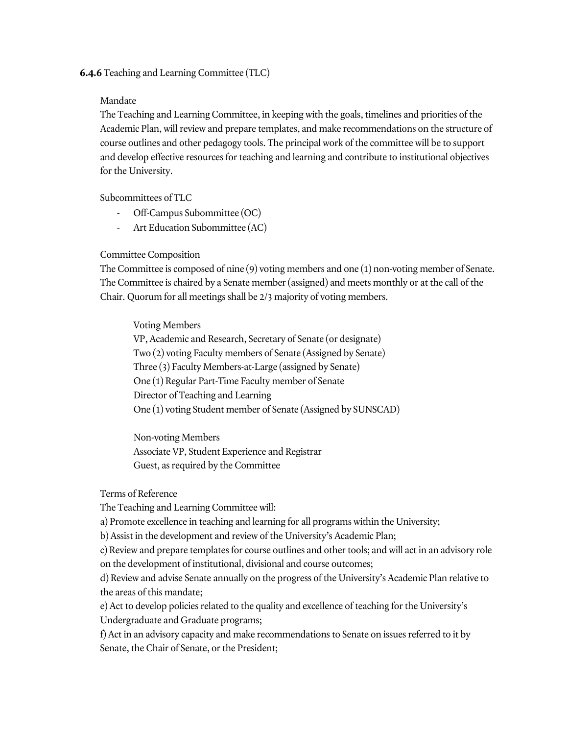**6.4.6** Teaching and Learning Committee (TLC)

Mandate

The Teaching and Learning Committee, in keeping with the goals, timelines and priorities of the Academic Plan, will review and prepare templates, and make recommendations on the structure of course outlines and other pedagogy tools. The principal work of the committee will be to support and develop effective resources for teaching and learning and contribute to institutional objectives for the University.

Subcommittees of TLC

- Off-Campus Subommittee (OC)
- Art Education Subommittee (AC)

Committee Composition

The Committee is composed of nine (9) voting members and one (1) non-voting member of Senate. The Committee is chaired by a Senate member (assigned) and meets monthly or at the call of the Chair. Quorum for all meetings shall be 2/3 majority of voting members.

Voting Members
VP, Academic and Research, Secretary of Senate (or designate)
Two (2) voting Faculty members of Senate (Assigned by Senate)
Three (3) Faculty Members-at-Large (assigned by Senate)
One (1) Regular Part-Time Faculty member of Senate
Director of Teaching and Learning
One (1) voting Student member of Senate (Assigned by SUNSCAD)

Non-voting Members
Associate VP, Student Experience and Registrar
Guest, as required by the Committee

Terms of Reference

The Teaching and Learning Committee will:

a) Promote excellence in teaching and learning for all programs within the University;

b) Assist in the development and review of the University's Academic Plan;

c) Review and prepare templates for course outlines and other tools; and will act in an advisory role on the development of institutional, divisional and course outcomes;

d) Review and advise Senate annually on the progress of the University's Academic Plan relative to the areas of this mandate;

e) Act to develop policies related to the quality and excellence of teaching for the University's Undergraduate and Graduate programs;

f) Act in an advisory capacity and make recommendations to Senate on issues referred to it by Senate, the Chair of Senate, or the President;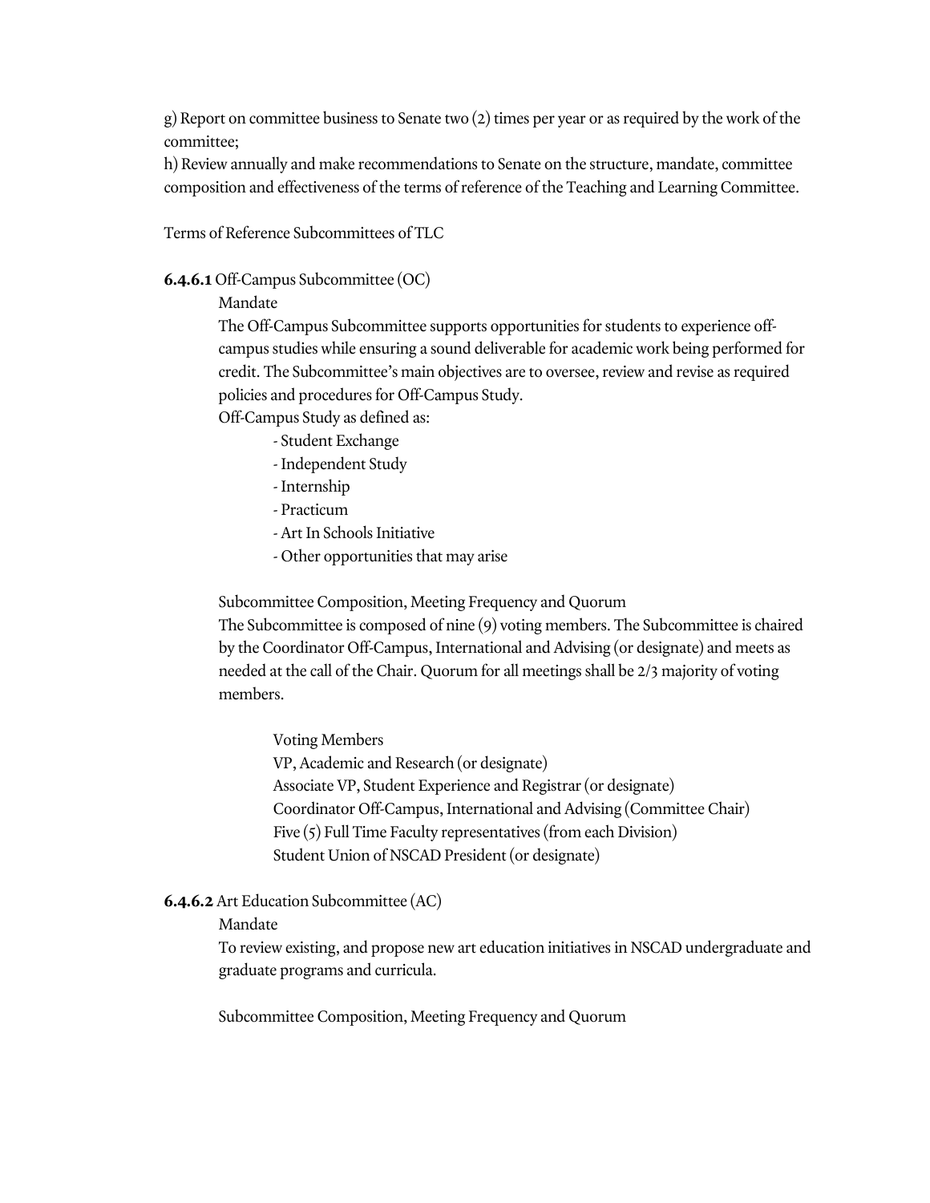g) Report on committee business to Senate two (2) times per year or as required by the work of the committee;
h) Review annually and make recommendations to Senate on the structure, mandate, committee composition and effectiveness of the terms of reference of the Teaching and Learning Committee.

Terms of Reference Subcommittees of TLC

**6.4.6.1** Off-Campus Subcommittee (OC)

Mandate

The Off-Campus Subcommittee supports opportunities for students to experience off-campus studies while ensuring a sound deliverable for academic work being performed for credit. The Subcommittee's main objectives are to oversee, review and revise as required policies and procedures for Off-Campus Study.

Off-Campus Study as defined as:

- Student Exchange
- Independent Study
- Internship
- Practicum
- Art In Schools Initiative
- Other opportunities that may arise

Subcommittee Composition, Meeting Frequency and Quorum

The Subcommittee is composed of nine (9) voting members. The Subcommittee is chaired by the Coordinator Off-Campus, International and Advising (or designate) and meets as needed at the call of the Chair. Quorum for all meetings shall be 2/3 majority of voting members.

Voting Members
VP, Academic and Research (or designate)
Associate VP, Student Experience and Registrar (or designate)
Coordinator Off-Campus, International and Advising (Committee Chair)
Five (5) Full Time Faculty representatives (from each Division)
Student Union of NSCAD President (or designate)

**6.4.6.2** Art Education Subcommittee (AC)

Mandate

To review existing, and propose new art education initiatives in NSCAD undergraduate and graduate programs and curricula.

Subcommittee Composition, Meeting Frequency and Quorum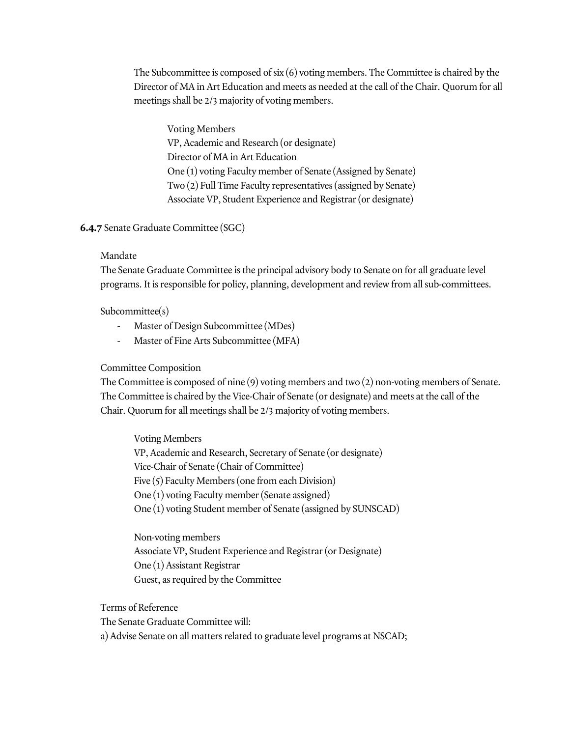The Subcommittee is composed of six (6) voting members. The Committee is chaired by the Director of MA in Art Education and meets as needed at the call of the Chair. Quorum for all meetings shall be 2/3 majority of voting members.

Voting Members
VP, Academic and Research (or designate)
Director of MA in Art Education
One (1) voting Faculty member of Senate (Assigned by Senate)
Two (2) Full Time Faculty representatives (assigned by Senate)
Associate VP, Student Experience and Registrar (or designate)

**6.4.7** Senate Graduate Committee (SGC)

Mandate
The Senate Graduate Committee is the principal advisory body to Senate on for all graduate level programs. It is responsible for policy, planning, development and review from all sub-committees.

Subcommittee(s)

- Master of Design Subcommittee (MDes)
- Master of Fine Arts Subcommittee (MFA)

Committee Composition
The Committee is composed of nine (9) voting members and two (2) non-voting members of Senate. The Committee is chaired by the Vice-Chair of Senate (or designate) and meets at the call of the Chair. Quorum for all meetings shall be 2/3 majority of voting members.

Voting Members
VP, Academic and Research, Secretary of Senate (or designate)
Vice-Chair of Senate (Chair of Committee)
Five (5) Faculty Members (one from each Division)
One (1) voting Faculty member (Senate assigned)
One (1) voting Student member of Senate (assigned by SUNSCAD)

Non-voting members
Associate VP, Student Experience and Registrar (or Designate)
One (1) Assistant Registrar
Guest, as required by the Committee

Terms of Reference
The Senate Graduate Committee will:
a) Advise Senate on all matters related to graduate level programs at NSCAD;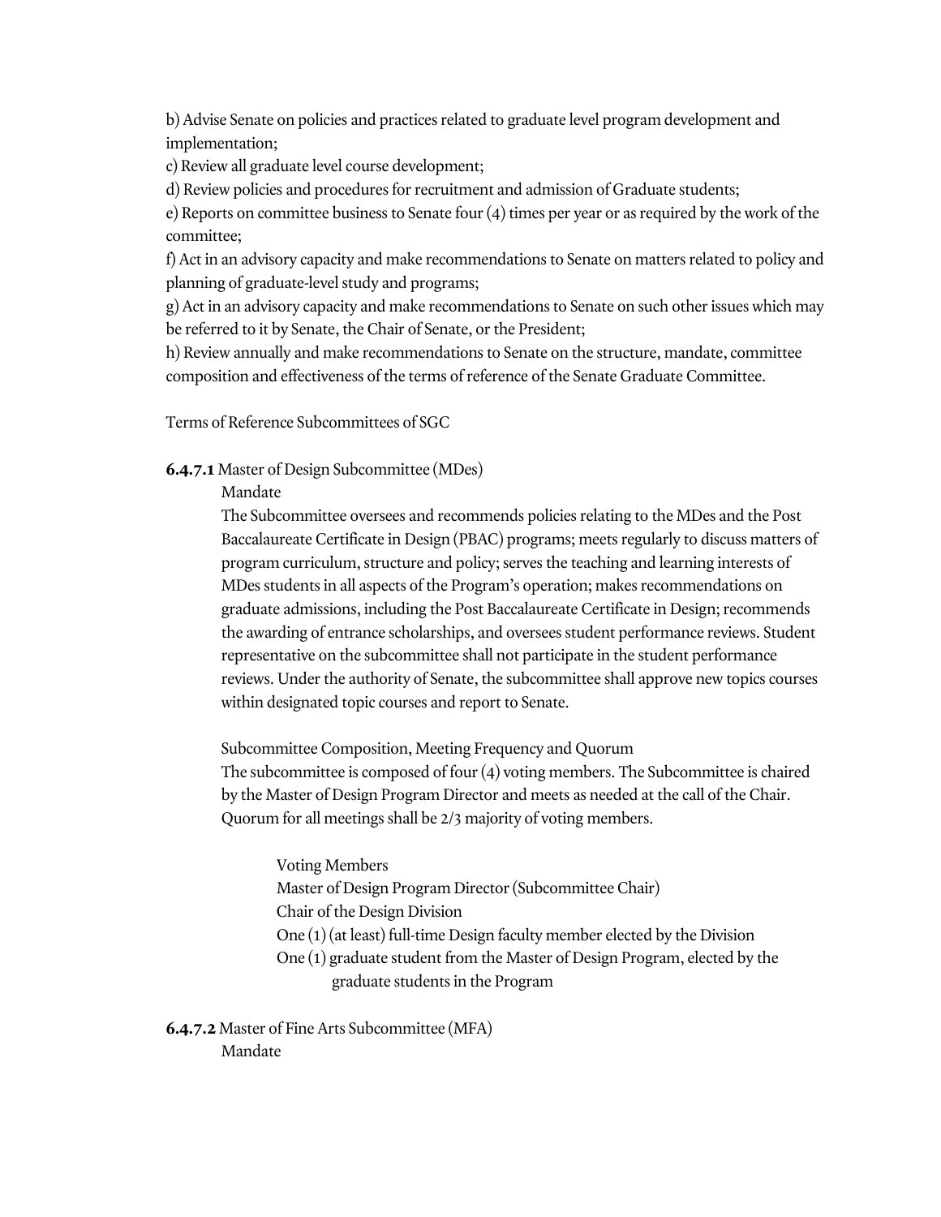b) Advise Senate on policies and practices related to graduate level program development and implementation;

c) Review all graduate level course development;

d) Review policies and procedures for recruitment and admission of Graduate students;

e) Reports on committee business to Senate four (4) times per year or as required by the work of the committee;

f) Act in an advisory capacity and make recommendations to Senate on matters related to policy and planning of graduate-level study and programs;

g) Act in an advisory capacity and make recommendations to Senate on such other issues which may be referred to it by Senate, the Chair of Senate, or the President;

h) Review annually and make recommendations to Senate on the structure, mandate, committee composition and effectiveness of the terms of reference of the Senate Graduate Committee.

Terms of Reference Subcommittees of SGC

**6.4.7.1** Master of Design Subcommittee (MDes)

Mandate

The Subcommittee oversees and recommends policies relating to the MDes and the Post Baccalaureate Certificate in Design (PBAC) programs; meets regularly to discuss matters of program curriculum, structure and policy; serves the teaching and learning interests of MDes students in all aspects of the Program's operation; makes recommendations on graduate admissions, including the Post Baccalaureate Certificate in Design; recommends the awarding of entrance scholarships, and oversees student performance reviews. Student representative on the subcommittee shall not participate in the student performance reviews. Under the authority of Senate, the subcommittee shall approve new topics courses within designated topic courses and report to Senate.

Subcommittee Composition, Meeting Frequency and Quorum

The subcommittee is composed of four (4) voting members. The Subcommittee is chaired by the Master of Design Program Director and meets as needed at the call of the Chair. Quorum for all meetings shall be 2/3 majority of voting members.

Voting Members

Master of Design Program Director (Subcommittee Chair)

Chair of the Design Division

One (1) (at least) full-time Design faculty member elected by the Division

One (1) graduate student from the Master of Design Program, elected by the graduate students in the Program

**6.4.7.2** Master of Fine Arts Subcommittee (MFA)

Mandate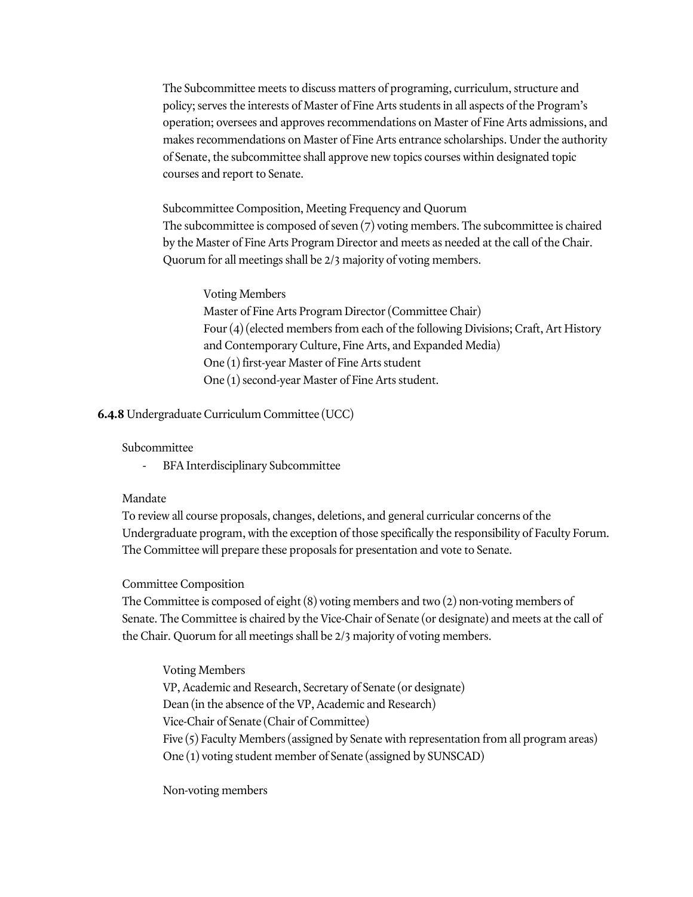The Subcommittee meets to discuss matters of programing, curriculum, structure and policy; serves the interests of Master of Fine Arts students in all aspects of the Program's operation; oversees and approves recommendations on Master of Fine Arts admissions, and makes recommendations on Master of Fine Arts entrance scholarships. Under the authority of Senate, the subcommittee shall approve new topics courses within designated topic courses and report to Senate.

Subcommittee Composition, Meeting Frequency and Quorum
The subcommittee is composed of seven (7) voting members. The subcommittee is chaired by the Master of Fine Arts Program Director and meets as needed at the call of the Chair. Quorum for all meetings shall be 2/3 majority of voting members.

Voting Members
Master of Fine Arts Program Director (Committee Chair)
Four (4) (elected members from each of the following Divisions; Craft, Art History and Contemporary Culture, Fine Arts, and Expanded Media)
One (1) first-year Master of Fine Arts student
One (1) second-year Master of Fine Arts student.

**6.4.8** Undergraduate Curriculum Committee (UCC)

Subcommittee

- BFA Interdisciplinary Subcommittee

Mandate
To review all course proposals, changes, deletions, and general curricular concerns of the Undergraduate program, with the exception of those specifically the responsibility of Faculty Forum. The Committee will prepare these proposals for presentation and vote to Senate.

Committee Composition
The Committee is composed of eight (8) voting members and two (2) non-voting members of Senate. The Committee is chaired by the Vice-Chair of Senate (or designate) and meets at the call of the Chair. Quorum for all meetings shall be 2/3 majority of voting members.

Voting Members
VP, Academic and Research, Secretary of Senate (or designate)
Dean (in the absence of the VP, Academic and Research)
Vice-Chair of Senate (Chair of Committee)
Five (5) Faculty Members (assigned by Senate with representation from all program areas)
One (1) voting student member of Senate (assigned by SUNSCAD)

Non-voting members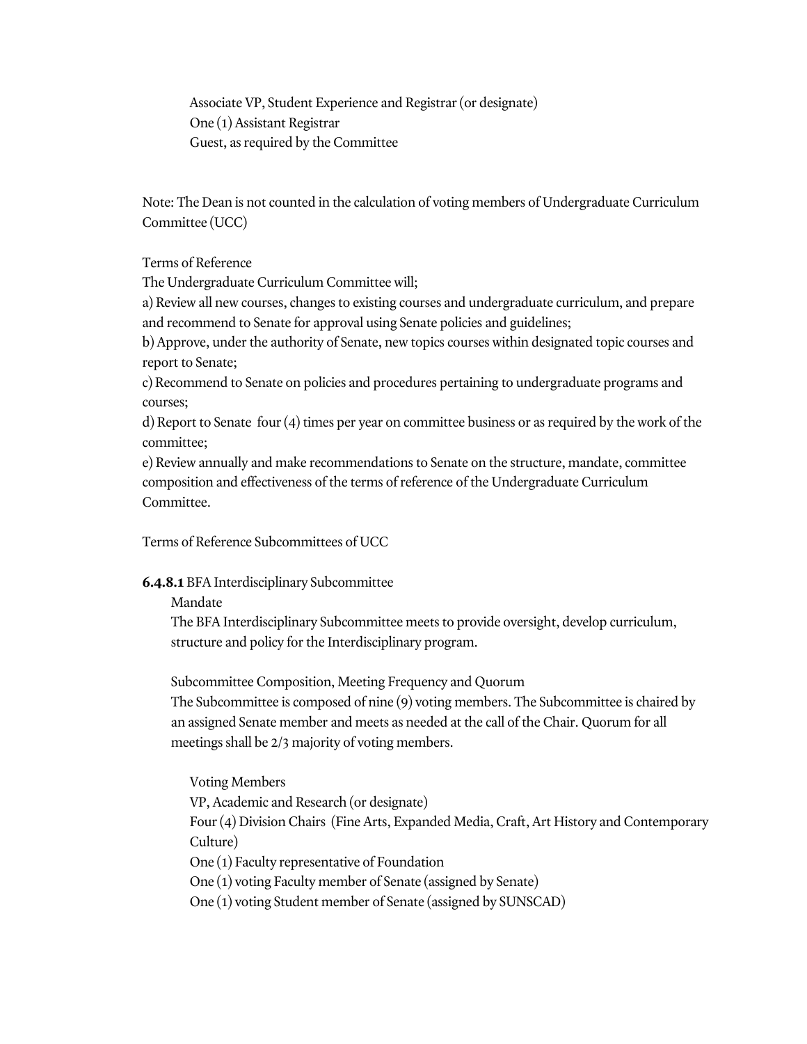Associate VP, Student Experience and Registrar (or designate)
One (1) Assistant Registrar
Guest, as required by the Committee

Note: The Dean is not counted in the calculation of voting members of Undergraduate Curriculum Committee (UCC)

Terms of Reference

The Undergraduate Curriculum Committee will;

a) Review all new courses, changes to existing courses and undergraduate curriculum, and prepare and recommend to Senate for approval using Senate policies and guidelines;

b) Approve, under the authority of Senate, new topics courses within designated topic courses and report to Senate;

c) Recommend to Senate on policies and procedures pertaining to undergraduate programs and courses;

d) Report to Senate four (4) times per year on committee business or as required by the work of the committee;

e) Review annually and make recommendations to Senate on the structure, mandate, committee composition and effectiveness of the terms of reference of the Undergraduate Curriculum Committee.

Terms of Reference Subcommittees of UCC

**6.4.8.1** BFA Interdisciplinary Subcommittee

Mandate

The BFA Interdisciplinary Subcommittee meets to provide oversight, develop curriculum, structure and policy for the Interdisciplinary program.

Subcommittee Composition, Meeting Frequency and Quorum

The Subcommittee is composed of nine (9) voting members. The Subcommittee is chaired by an assigned Senate member and meets as needed at the call of the Chair. Quorum for all meetings shall be 2/3 majority of voting members.

Voting Members
VP, Academic and Research (or designate)
Four (4) Division Chairs (Fine Arts, Expanded Media, Craft, Art History and Contemporary Culture)
One (1) Faculty representative of Foundation
One (1) voting Faculty member of Senate (assigned by Senate)
One (1) voting Student member of Senate (assigned by SUNSCAD)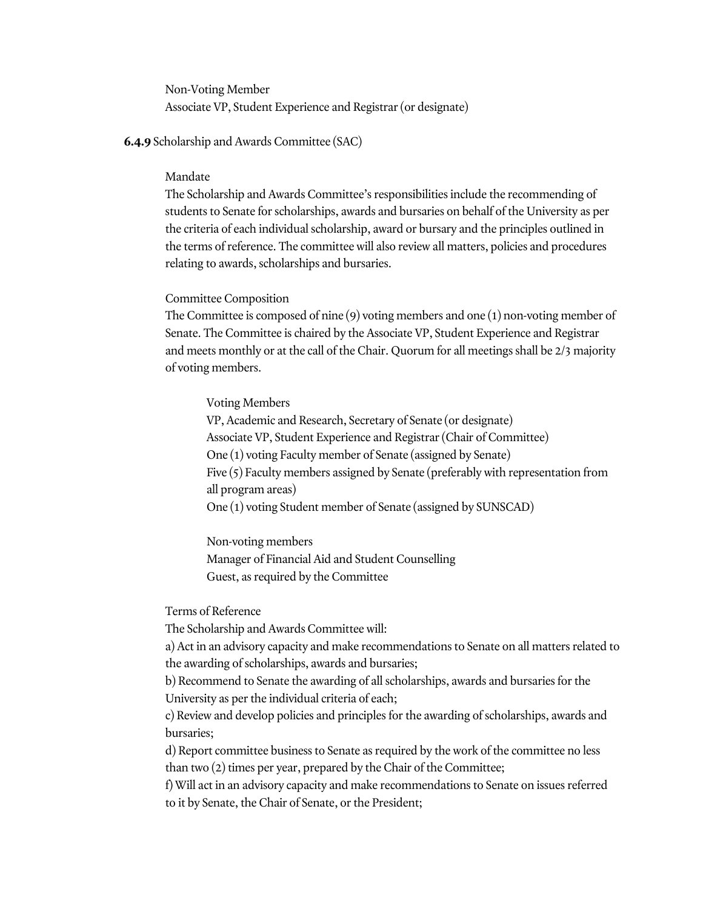Non-Voting Member
Associate VP, Student Experience and Registrar (or designate)

**6.4.9** Scholarship and Awards Committee (SAC)

Mandate

The Scholarship and Awards Committee's responsibilities include the recommending of students to Senate for scholarships, awards and bursaries on behalf of the University as per the criteria of each individual scholarship, award or bursary and the principles outlined in the terms of reference. The committee will also review all matters, policies and procedures relating to awards, scholarships and bursaries.

Committee Composition

The Committee is composed of nine (9) voting members and one (1) non-voting member of Senate. The Committee is chaired by the Associate VP, Student Experience and Registrar and meets monthly or at the call of the Chair. Quorum for all meetings shall be 2/3 majority of voting members.

Voting Members
VP, Academic and Research, Secretary of Senate (or designate)
Associate VP, Student Experience and Registrar (Chair of Committee)
One (1) voting Faculty member of Senate (assigned by Senate)
Five (5) Faculty members assigned by Senate (preferably with representation from all program areas)
One (1) voting Student member of Senate (assigned by SUNSCAD)

Non-voting members
Manager of Financial Aid and Student Counselling
Guest, as required by the Committee

Terms of Reference

The Scholarship and Awards Committee will:

a) Act in an advisory capacity and make recommendations to Senate on all matters related to the awarding of scholarships, awards and bursaries;

b) Recommend to Senate the awarding of all scholarships, awards and bursaries for the University as per the individual criteria of each;

c) Review and develop policies and principles for the awarding of scholarships, awards and bursaries;

d) Report committee business to Senate as required by the work of the committee no less than two (2) times per year, prepared by the Chair of the Committee;

f) Will act in an advisory capacity and make recommendations to Senate on issues referred to it by Senate, the Chair of Senate, or the President;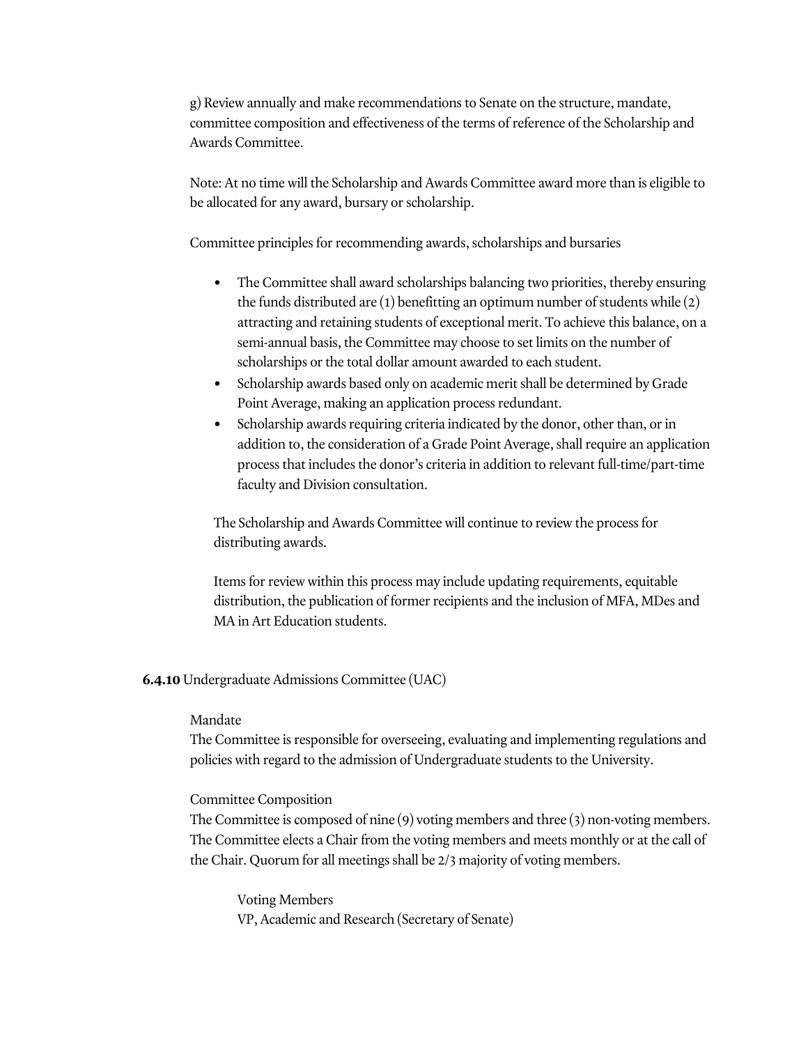g) Review annually and make recommendations to Senate on the structure, mandate, committee composition and effectiveness of the terms of reference of the Scholarship and Awards Committee.

Note: At no time will the Scholarship and Awards Committee award more than is eligible to be allocated for any award, bursary or scholarship.

Committee principles for recommending awards, scholarships and bursaries

- The Committee shall award scholarships balancing two priorities, thereby ensuring the funds distributed are (1) benefitting an optimum number of students while (2) attracting and retaining students of exceptional merit. To achieve this balance, on a semi-annual basis, the Committee may choose to set limits on the number of scholarships or the total dollar amount awarded to each student.
- Scholarship awards based only on academic merit shall be determined by Grade Point Average, making an application process redundant.
- Scholarship awards requiring criteria indicated by the donor, other than, or in addition to, the consideration of a Grade Point Average, shall require an application process that includes the donor's criteria in addition to relevant full-time/part-time faculty and Division consultation.

The Scholarship and Awards Committee will continue to review the process for distributing awards.

Items for review within this process may include updating requirements, equitable distribution, the publication of former recipients and the inclusion of MFA, MDes and MA in Art Education students.

**6.4.10** Undergraduate Admissions Committee (UAC)

Mandate
The Committee is responsible for overseeing, evaluating and implementing regulations and policies with regard to the admission of Undergraduate students to the University.

Committee Composition
The Committee is composed of nine (9) voting members and three (3) non-voting members. The Committee elects a Chair from the voting members and meets monthly or at the call of the Chair. Quorum for all meetings shall be 2/3 majority of voting members.

Voting Members
VP, Academic and Research (Secretary of Senate)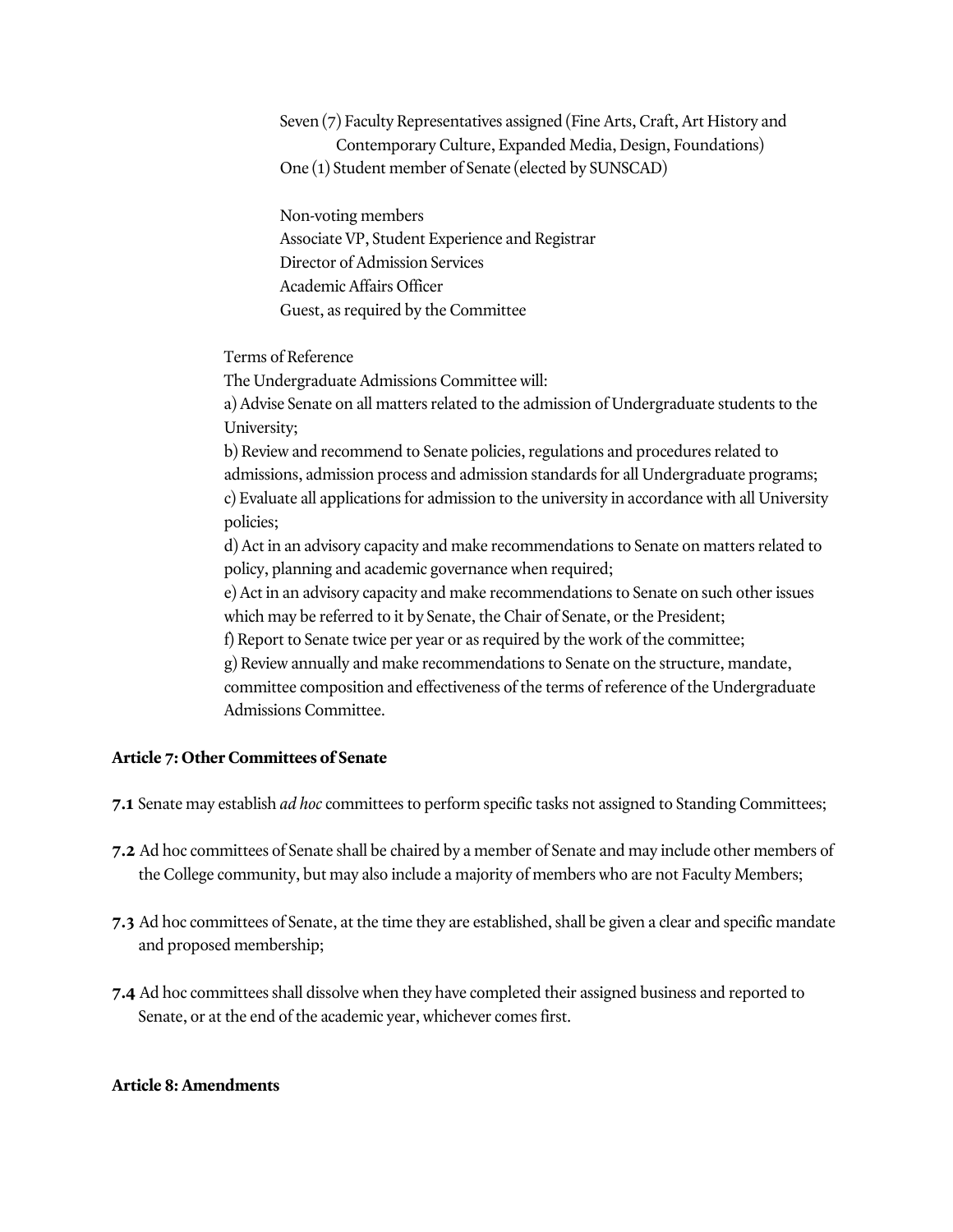Seven (7) Faculty Representatives assigned (Fine Arts, Craft, Art History and Contemporary Culture, Expanded Media, Design, Foundations)
One (1) Student member of Senate (elected by SUNSCAD)

Non-voting members
Associate VP, Student Experience and Registrar
Director of Admission Services
Academic Affairs Officer
Guest, as required by the Committee

Terms of Reference
The Undergraduate Admissions Committee will:
a) Advise Senate on all matters related to the admission of Undergraduate students to the University;
b) Review and recommend to Senate policies, regulations and procedures related to admissions, admission process and admission standards for all Undergraduate programs;
c) Evaluate all applications for admission to the university in accordance with all University policies;
d) Act in an advisory capacity and make recommendations to Senate on matters related to policy, planning and academic governance when required;
e) Act in an advisory capacity and make recommendations to Senate on such other issues which may be referred to it by Senate, the Chair of Senate, or the President;
f) Report to Senate twice per year or as required by the work of the committee;
g) Review annually and make recommendations to Senate on the structure, mandate, committee composition and effectiveness of the terms of reference of the Undergraduate Admissions Committee.

**Article 7: Other Committees of Senate**

**7.1** Senate may establish *ad hoc* committees to perform specific tasks not assigned to Standing Committees;

**7.2** Ad hoc committees of Senate shall be chaired by a member of Senate and may include other members of the College community, but may also include a majority of members who are not Faculty Members;

**7.3** Ad hoc committees of Senate, at the time they are established, shall be given a clear and specific mandate and proposed membership;

**7.4** Ad hoc committees shall dissolve when they have completed their assigned business and reported to Senate, or at the end of the academic year, whichever comes first.

**Article 8: Amendments**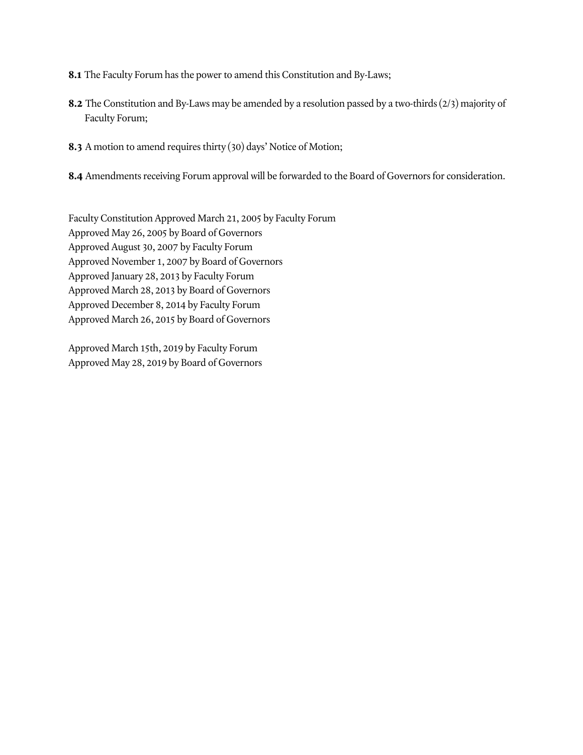**8.1** The Faculty Forum has the power to amend this Constitution and By-Laws;

**8.2** The Constitution and By-Laws may be amended by a resolution passed by a two-thirds (2/3) majority of Faculty Forum;

**8.3** A motion to amend requires thirty (30) days' Notice of Motion;

**8.4** Amendments receiving Forum approval will be forwarded to the Board of Governors for consideration.

Faculty Constitution Approved March 21, 2005 by Faculty Forum
Approved May 26, 2005 by Board of Governors
Approved August 30, 2007 by Faculty Forum
Approved November 1, 2007 by Board of Governors
Approved January 28, 2013 by Faculty Forum
Approved March 28, 2013 by Board of Governors
Approved December 8, 2014 by Faculty Forum
Approved March 26, 2015 by Board of Governors

Approved March 15th, 2019 by Faculty Forum
Approved May 28, 2019 by Board of Governors